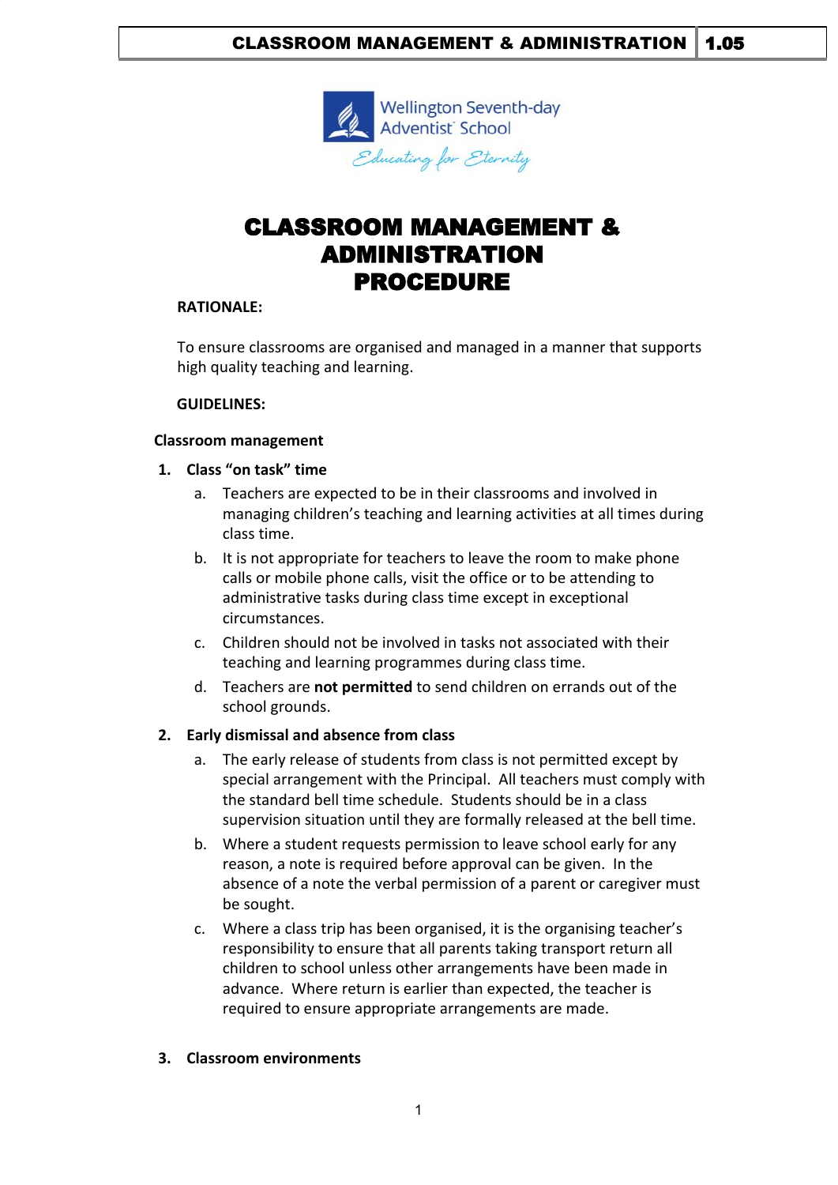# CLASSROOM MANAGEMENT & ADMINISTRATION PROCEDURE

**RATIONALE:**

To ensure classrooms are organised and managed in a manner that supports high quality teaching and learning.

**GUIDELINES:**

**Classroom management**

1. **Class "on task" time**
   a. Teachers are expected to be in their classrooms and involved in managing children's teaching and learning activities at all times during class time.
   b. It is not appropriate for teachers to leave the room to make phone calls or mobile phone calls, visit the office or to be attending to administrative tasks during class time except in exceptional circumstances.
   c. Children should not be involved in tasks not associated with their teaching and learning programmes during class time.
   d. Teachers are **not permitted** to send children on errands out of the school grounds.

2. **Early dismissal and absence from class**
   a. The early release of students from class is not permitted except by special arrangement with the Principal. All teachers must comply with the standard bell time schedule. Students should be in a class supervision situation until they are formally released at the bell time.
   b. Where a student requests permission to leave school early for any reason, a note is required before approval can be given. In the absence of a note the verbal permission of a parent or caregiver must be sought.
   c. Where a class trip has been organised, it is the organising teacher's responsibility to ensure that all parents taking transport return all children to school unless other arrangements have been made in advance. Where return is earlier than expected, the teacher is required to ensure appropriate arrangements are made.

3. **Classroom environments**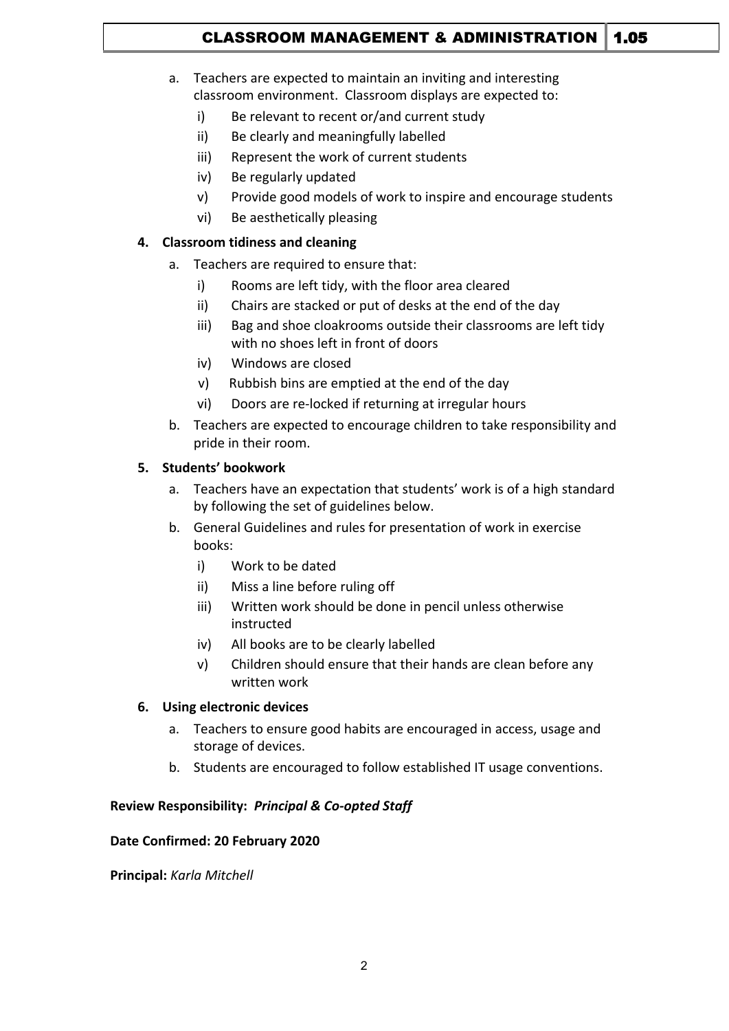a. Teachers are expected to maintain an inviting and interesting classroom environment. Classroom displays are expected to:
   - i) Be relevant to recent or/and current study
   - ii) Be clearly and meaningfully labelled
   - iii) Represent the work of current students
   - iv) Be regularly updated
   - v) Provide good models of work to inspire and encourage students
   - vi) Be aesthetically pleasing

**4. Classroom tidiness and cleaning**

a. Teachers are required to ensure that:
   - i) Rooms are left tidy, with the floor area cleared
   - ii) Chairs are stacked or put of desks at the end of the day
   - iii) Bag and shoe cloakrooms outside their classrooms are left tidy with no shoes left in front of doors
   - iv) Windows are closed
   - v) Rubbish bins are emptied at the end of the day
   - vi) Doors are re-locked if returning at irregular hours

b. Teachers are expected to encourage children to take responsibility and pride in their room.

**5. Students' bookwork**

a. Teachers have an expectation that students' work is of a high standard by following the set of guidelines below.

b. General Guidelines and rules for presentation of work in exercise books:
   - i) Work to be dated
   - ii) Miss a line before ruling off
   - iii) Written work should be done in pencil unless otherwise instructed
   - iv) All books are to be clearly labelled
   - v) Children should ensure that their hands are clean before any written work

**6. Using electronic devices**

a. Teachers to ensure good habits are encouraged in access, usage and storage of devices.

b. Students are encouraged to follow established IT usage conventions.

**Review Responsibility:** ***Principal & Co-opted Staff***

**Date Confirmed: 20 February 2020**

**Principal:** *Karla Mitchell*